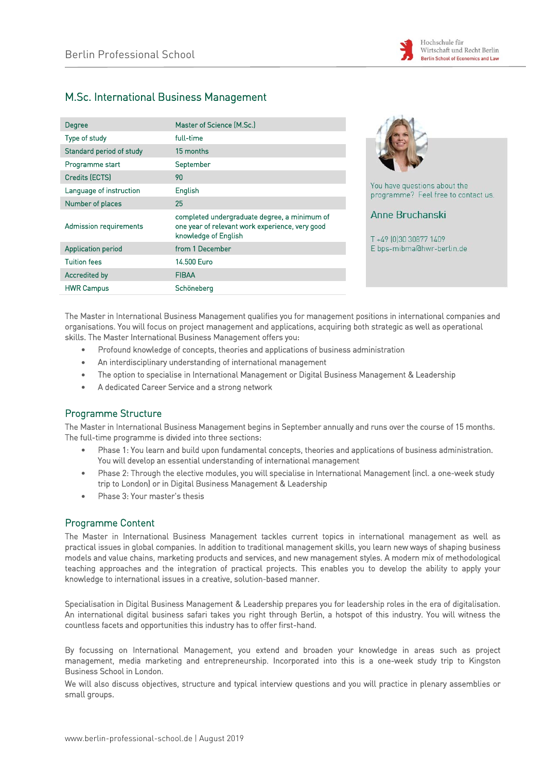Berlin Professional School

Hochschule für Wirtschaft und Recht Berlin
Berlin School of Economics and Law

# M.Sc. International Business Management

| Degree | Master of Science (M.Sc.) |
|---|---|
| Type of study | full-time |
| Standard period of study | 15 months |
| Programme start | September |
| Credits (ECTS) | 90 |
| Language of instruction | English |
| Number of places | 25 |
| Admission requirements | completed undergraduate degree, a minimum of one year of relevant work experience, very good knowledge of English |
| Application period | from 1 December |
| Tuition fees | 14.500 Euro |
| Accredited by | FIBAA |
| HWR Campus | Schöneberg |

You have questions about the programme? Feel free to contact us.

**Anne Bruchanski**

T +49 (0)30 30877 1409
E bps-mibma@hwr-berlin.de

The Master in International Business Management qualifies you for management positions in international companies and organisations. You will focus on project management and applications, acquiring both strategic as well as operational skills. The Master International Business Management offers you:

- Profound knowledge of concepts, theories and applications of business administration
- An interdisciplinary understanding of international management
- The option to specialise in International Management or Digital Business Management & Leadership
- A dedicated Career Service and a strong network

## Programme Structure

The Master in International Business Management begins in September annually and runs over the course of 15 months. The full-time programme is divided into three sections:

- Phase 1: You learn and build upon fundamental concepts, theories and applications of business administration. You will develop an essential understanding of international management
- Phase 2: Through the elective modules, you will specialise in International Management (incl. a one-week study trip to London) or in Digital Business Management & Leadership
- Phase 3: Your master's thesis

## Programme Content

The Master in International Business Management tackles current topics in international management as well as practical issues in global companies. In addition to traditional management skills, you learn new ways of shaping business models and value chains, marketing products and services, and new management styles. A modern mix of methodological teaching approaches and the integration of practical projects. This enables you to develop the ability to apply your knowledge to international issues in a creative, solution-based manner.

Specialisation in Digital Business Management & Leadership prepares you for leadership roles in the era of digitalisation. An international digital business safari takes you right through Berlin, a hotspot of this industry. You will witness the countless facets and opportunities this industry has to offer first-hand.

By focussing on International Management, you extend and broaden your knowledge in areas such as project management, media marketing and entrepreneurship. Incorporated into this is a one-week study trip to Kingston Business School in London.

We will also discuss objectives, structure and typical interview questions and you will practice in plenary assemblies or small groups.

www.berlin-professional-school.de | August 2019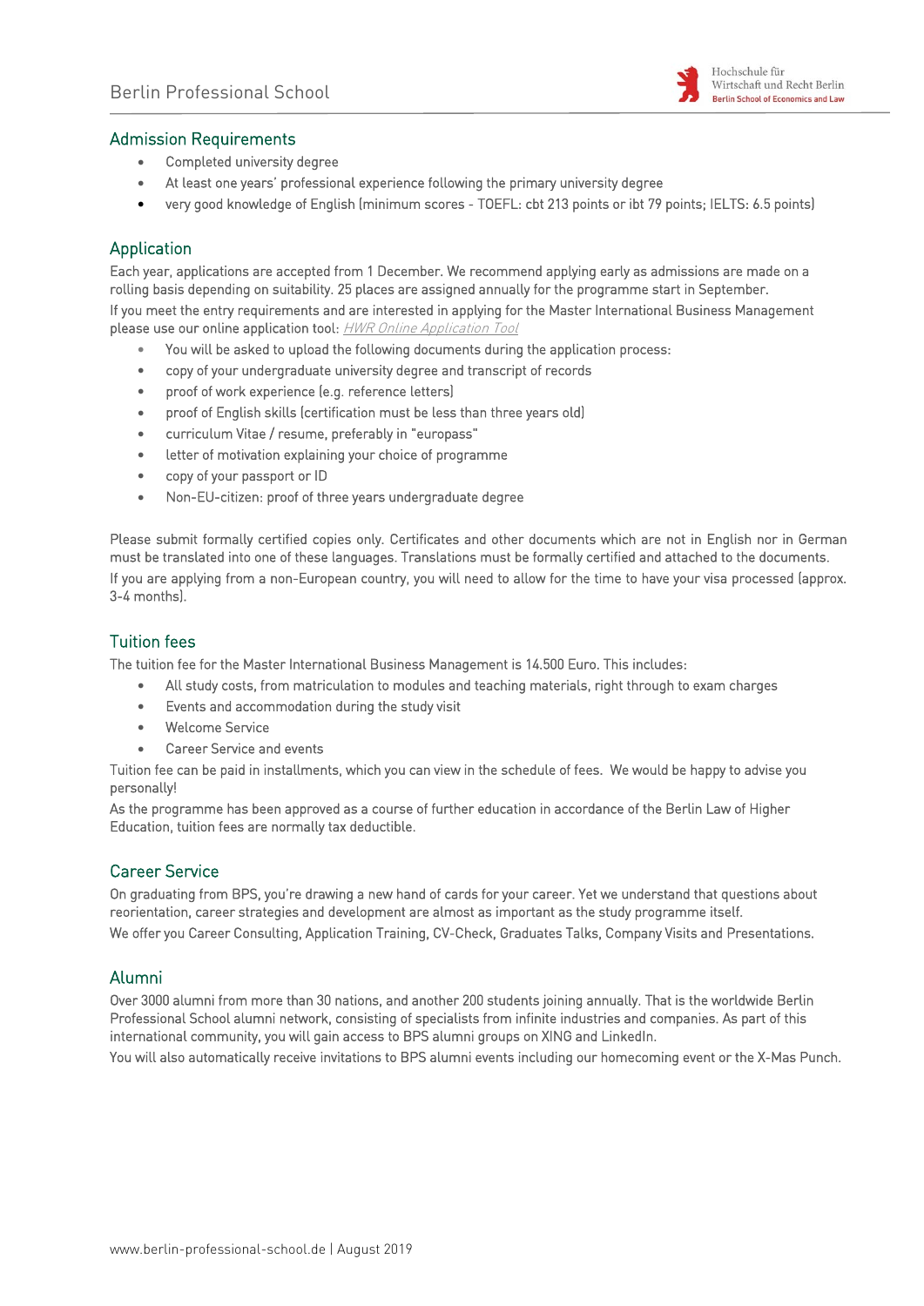## Admission Requirements

- Completed university degree
- At least one years' professional experience following the primary university degree
- very good knowledge of English (minimum scores - TOEFL: cbt 213 points or ibt 79 points; IELTS: 6.5 points)

## Application

Each year, applications are accepted from 1 December. We recommend applying early as admissions are made on a rolling basis depending on suitability. 25 places are assigned annually for the programme start in September.

If you meet the entry requirements and are interested in applying for the Master International Business Management please use our online application tool: *HWR Online Application Tool*

- You will be asked to upload the following documents during the application process:
- copy of your undergraduate university degree and transcript of records
- proof of work experience (e.g. reference letters)
- proof of English skills (certification must be less than three years old)
- curriculum Vitae / resume, preferably in "europass"
- letter of motivation explaining your choice of programme
- copy of your passport or ID
- Non-EU-citizen: proof of three years undergraduate degree

Please submit formally certified copies only. Certificates and other documents which are not in English nor in German must be translated into one of these languages. Translations must be formally certified and attached to the documents.

If you are applying from a non-European country, you will need to allow for the time to have your visa processed (approx. 3-4 months).

## Tuition fees

The tuition fee for the Master International Business Management is 14.500 Euro. This includes:

- All study costs, from matriculation to modules and teaching materials, right through to exam charges
- Events and accommodation during the study visit
- Welcome Service
- Career Service and events

Tuition fee can be paid in installments, which you can view in the schedule of fees. We would be happy to advise you personally!

As the programme has been approved as a course of further education in accordance of the Berlin Law of Higher Education, tuition fees are normally tax deductible.

## Career Service

On graduating from BPS, you're drawing a new hand of cards for your career. Yet we understand that questions about reorientation, career strategies and development are almost as important as the study programme itself.

We offer you Career Consulting, Application Training, CV-Check, Graduates Talks, Company Visits and Presentations.

## Alumni

Over 3000 alumni from more than 30 nations, and another 200 students joining annually. That is the worldwide Berlin Professional School alumni network, consisting of specialists from infinite industries and companies. As part of this international community, you will gain access to BPS alumni groups on XING and LinkedIn.

You will also automatically receive invitations to BPS alumni events including our homecoming event or the X-Mas Punch.